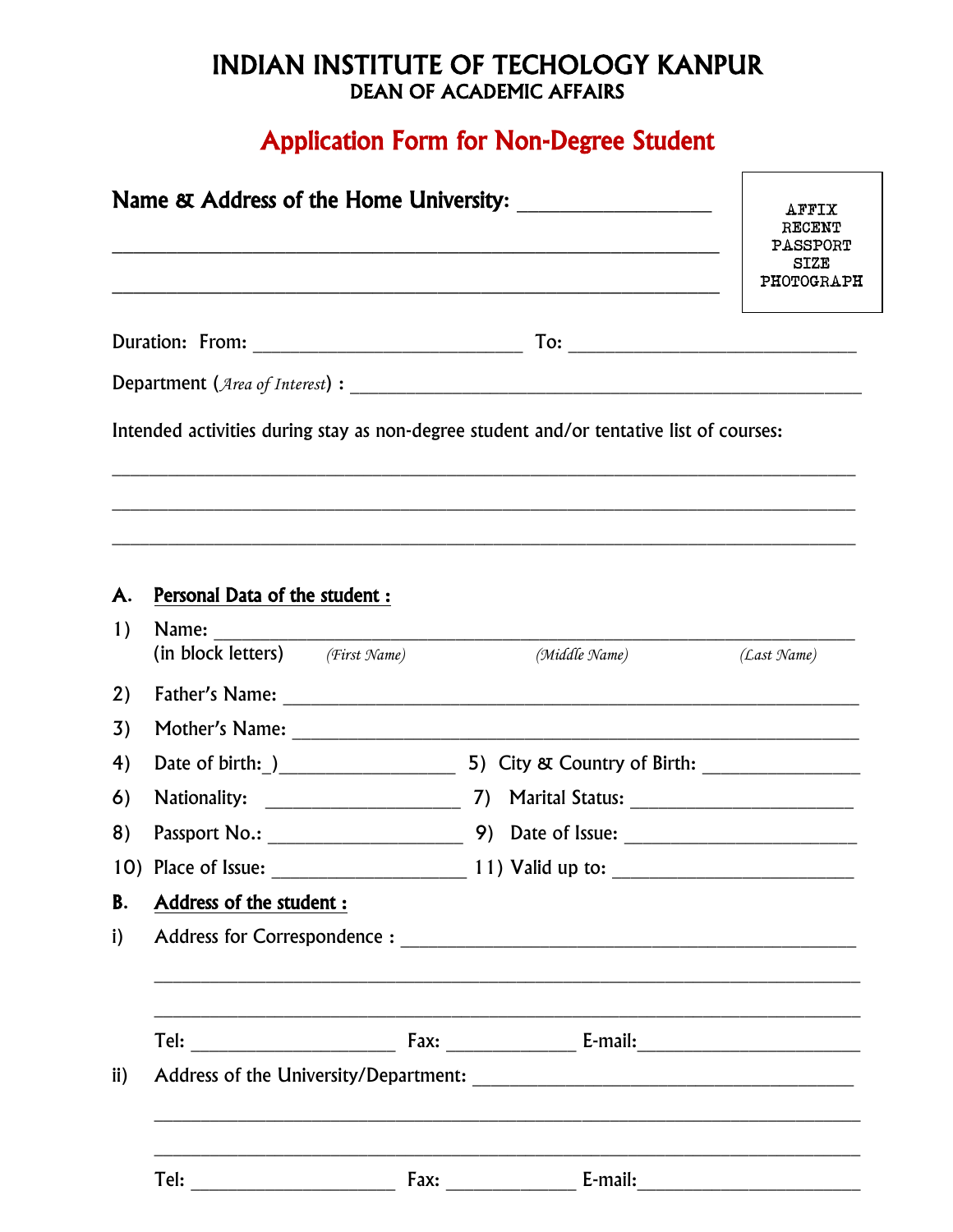# INDIAN INSTITUTE OF TECHOLOGY KANPUR
## DEAN OF ACADEMIC AFFAIRS

## Application Form for Non-Degree Student

**Name & Address of the Home University:** ____________________

________________________________________________________________

________________________________________________________________

AFFIX RECENT PASSPORT SIZE PHOTOGRAPH

Duration: From: ____________________________ To: ______________________________

Department (*Area of Interest*) : ________________________________________________

Intended activities during stay as non-degree student and/or tentative list of courses:

________________________________________________________________________________

________________________________________________________________________________

________________________________________________________________________________

**A. Personal Data of the student :**

1) Name: ________________________________________________________________
(in block letters) *(First Name)* *(Middle Name)* *(Last Name)*

2) Father's Name: ________________________________________________________

3) Mother's Name: _______________________________________________________

4) Date of birth: )_________________ 5) City & Country of Birth: ________________

6) Nationality: ____________________ 7) Marital Status: _______________________

8) Passport No.: ____________________ 9) Date of Issue: ________________________

10) Place of Issue: ____________________ 11) Valid up to: ________________________

**B. Address of the student :**

i) Address for Correspondence : ___________________________________________

________________________________________________________________________

________________________________________________________________________

Tel: _____________________ Fax: _____________ E-mail:______________________

ii) Address of the University/Department: ______________________________________

________________________________________________________________________

________________________________________________________________________

Tel: _____________________ Fax: _____________ E-mail:______________________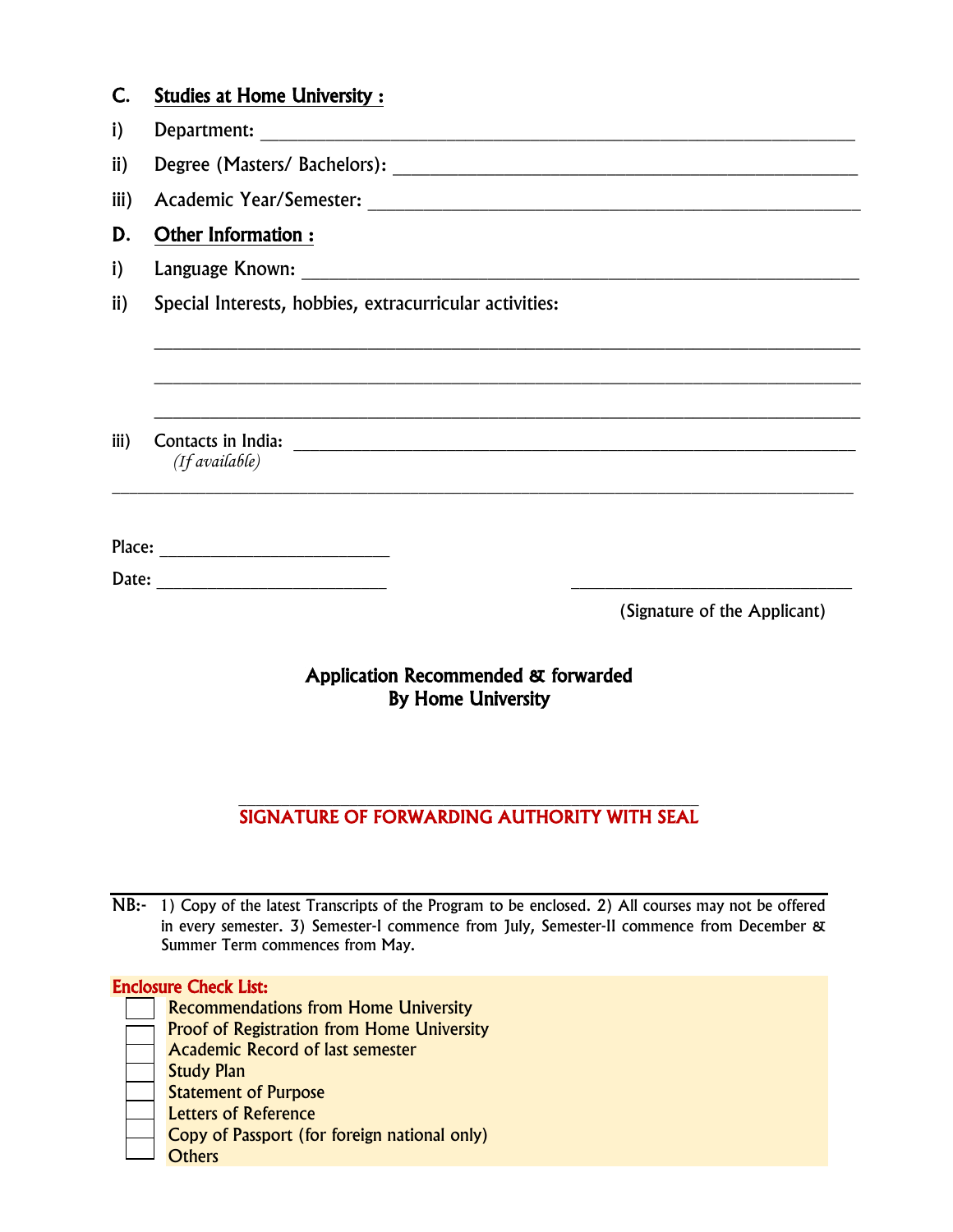## C. Studies at Home University :

i) Department: ______________________________________________

ii) Degree (Masters/ Bachelors): ______________________________________________

iii) Academic Year/Semester: ______________________________________________

## D. Other Information :

i) Language Known: ______________________________________________

ii) Special Interests, hobbies, extracurricular activities:

______________________________________________

______________________________________________

______________________________________________

iii) Contacts in India: ______________________________________________
*(If available)*

______________________________________________

Place: ____________________

Date: ____________________

____________________
(Signature of the Applicant)

**Application Recommended & forwarded**
**By Home University**

______________________________________________
**SIGNATURE OF FORWARDING AUTHORITY WITH SEAL**

NB:- 1) Copy of the latest Transcripts of the Program to be enclosed. 2) All courses may not be offered in every semester. 3) Semester-I commence from July, Semester-II commence from December & Summer Term commences from May.

**Enclosure Check List:**

- [ ] Recommendations from Home University
- [ ] Proof of Registration from Home University
- [ ] Academic Record of last semester
- [ ] Study Plan
- [ ] Statement of Purpose
- [ ] Letters of Reference
- [ ] Copy of Passport (for foreign national only)
- [ ] Others